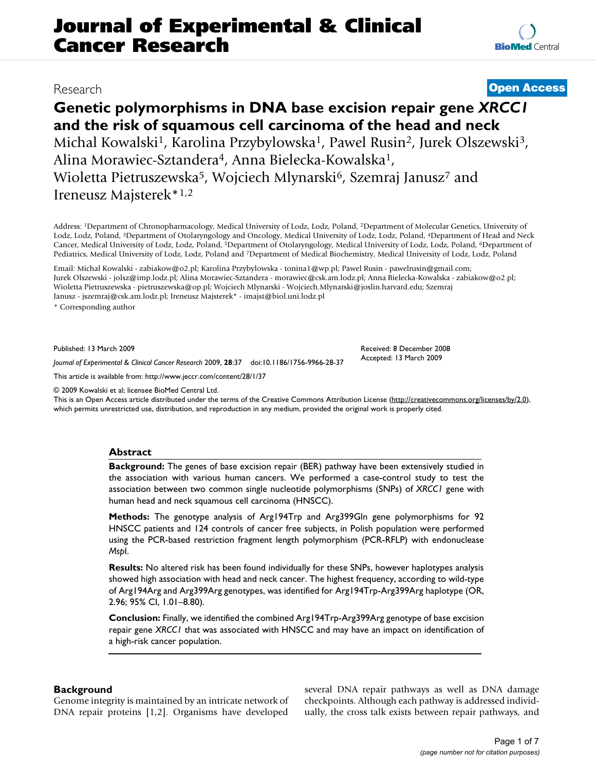# Journal of Experimental & Clinical Cancer Research

Research

**Open Access**

## Genetic polymorphisms in DNA base excision repair gene *XRCC1* and the risk of squamous cell carcinoma of the head and neck

Michal Kowalski[1], Karolina Przybylowska[1], Pawel Rusin[2], Jurek Olszewski[3], Alina Morawiec-Sztandera[4], Anna Bielecka-Kowalska[1], Wioletta Pietruszewska[5], Wojciech Mlynarski[6], Szemraj Janusz[7] and Ireneusz Majsterek*[1,2]

Address: [1]Department of Chronopharmacology, Medical University of Lodz, Lodz, Poland, [2]Department of Molecular Genetics, University of Lodz, Lodz, Poland, [3]Department of Otolaryngology and Oncology, Medical University of Lodz, Lodz, Poland, [4]Department of Head and Neck Cancer, Medical University of Lodz, Lodz, Poland, [5]Department of Otolaryngology, Medical University of Lodz, Lodz, Poland, [6]Department of Pediatrics, Medical University of Lodz, Lodz, Poland and [7]Department of Medical Biochemistry, Medical University of Lodz, Lodz, Poland

Email: Michal Kowalski - zabiakow@o2.pl; Karolina Przybylowska - tonina1@wp.pl; Pawel Rusin - pawelrusin@gmail.com; Jurek Olszewski - jolsz@imp.lodz.pl; Alina Morawiec-Sztandera - morawiec@csk.am.lodz.pl; Anna Bielecka-Kowalska - zabiakow@o2.pl; Wioletta Pietruszewska - pietruszewska@op.pl; Wojciech Mlynarski - Wojciech.Mlynarski@joslin.harvard.edu; Szemraj Janusz - jszemraj@csk.am.lodz.pl; Ireneusz Majsterek* - imajst@biol.uni.lodz.pl

* Corresponding author

Published: 13 March 2009

*Journal of Experimental & Clinical Cancer Research* 2009, **28**:37 doi:10.1186/1756-9966-28-37

Received: 8 December 2008
Accepted: 13 March 2009

This article is available from: http://www.jeccr.com/content/28/1/37

© 2009 Kowalski et al; licensee BioMed Central Ltd.

This is an Open Access article distributed under the terms of the Creative Commons Attribution License (http://creativecommons.org/licenses/by/2.0), which permits unrestricted use, distribution, and reproduction in any medium, provided the original work is properly cited.

### Abstract

**Background:** The genes of base excision repair (BER) pathway have been extensively studied in the association with various human cancers. We performed a case-control study to test the association between two common single nucleotide polymorphisms (SNPs) of *XRCC1* gene with human head and neck squamous cell carcinoma (HNSCC).

**Methods:** The genotype analysis of Arg194Trp and Arg399Gln gene polymorphisms for 92 HNSCC patients and 124 controls of cancer free subjects, in Polish population were performed using the PCR-based restriction fragment length polymorphism (PCR-RFLP) with endonuclease *Msp*I.

**Results:** No altered risk has been found individually for these SNPs, however haplotypes analysis showed high association with head and neck cancer. The highest frequency, according to wild-type of Arg194Arg and Arg399Arg genotypes, was identified for Arg194Trp-Arg399Arg haplotype (OR, 2.96; 95% CI, 1.01–8.80).

**Conclusion:** Finally, we identified the combined Arg194Trp-Arg399Arg genotype of base excision repair gene *XRCC1* that was associated with HNSCC and may have an impact on identification of a high-risk cancer population.

## Background

Genome integrity is maintained by an intricate network of DNA repair proteins [1,2]. Organisms have developed several DNA repair pathways as well as DNA damage checkpoints. Although each pathway is addressed individually, the cross talk exists between repair pathways, and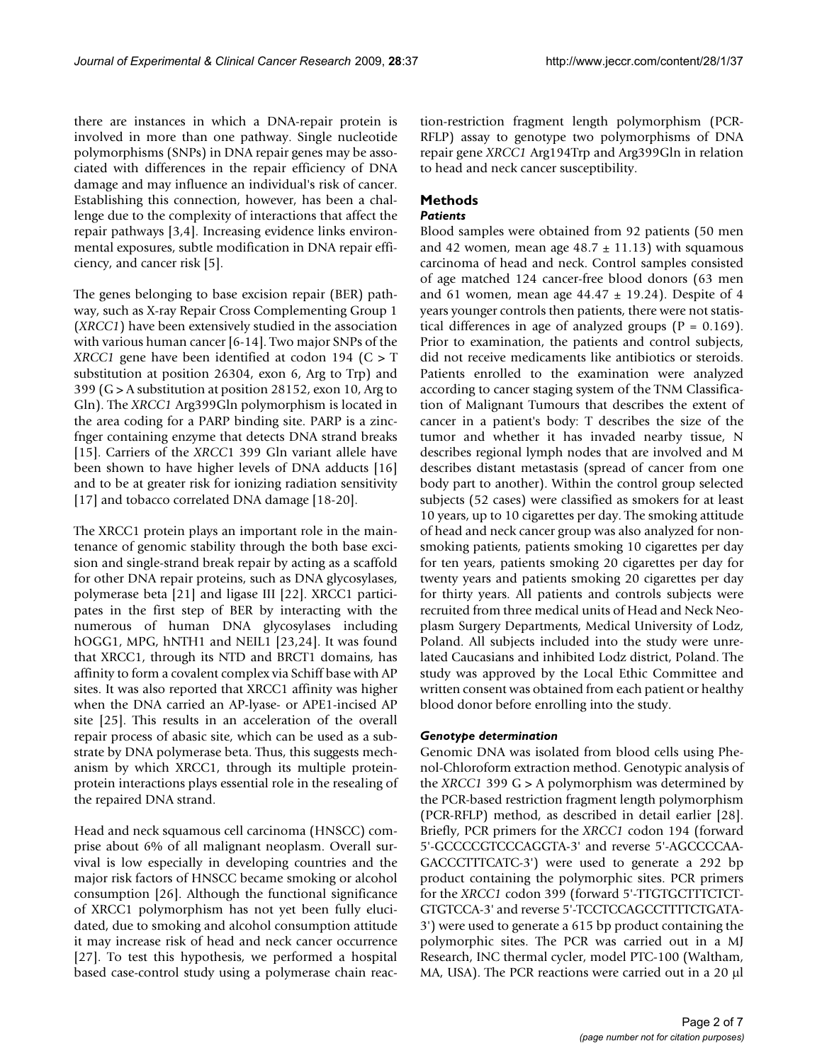there are instances in which a DNA-repair protein is involved in more than one pathway. Single nucleotide polymorphisms (SNPs) in DNA repair genes may be associated with differences in the repair efficiency of DNA damage and may influence an individual's risk of cancer. Establishing this connection, however, has been a challenge due to the complexity of interactions that affect the repair pathways [3,4]. Increasing evidence links environmental exposures, subtle modification in DNA repair efficiency, and cancer risk [5].

The genes belonging to base excision repair (BER) pathway, such as X-ray Repair Cross Complementing Group 1 (*XRCC1*) have been extensively studied in the association with various human cancer [6-14]. Two major SNPs of the *XRCC1* gene have been identified at codon 194 (C > T substitution at position 26304, exon 6, Arg to Trp) and 399 (G > A substitution at position 28152, exon 10, Arg to Gln). The *XRCC1* Arg399Gln polymorphism is located in the area coding for a PARP binding site. PARP is a zinc-fnger containing enzyme that detects DNA strand breaks [15]. Carriers of the *XRCC1* 399 Gln variant allele have been shown to have higher levels of DNA adducts [16] and to be at greater risk for ionizing radiation sensitivity [17] and tobacco correlated DNA damage [18-20].

The XRCC1 protein plays an important role in the maintenance of genomic stability through the both base excision and single-strand break repair by acting as a scaffold for other DNA repair proteins, such as DNA glycosylases, polymerase beta [21] and ligase III [22]. XRCC1 participates in the first step of BER by interacting with the numerous of human DNA glycosylases including hOGG1, MPG, hNTH1 and NEIL1 [23,24]. It was found that XRCC1, through its NTD and BRCT1 domains, has affinity to form a covalent complex via Schiff base with AP sites. It was also reported that XRCC1 affinity was higher when the DNA carried an AP-lyase- or APE1-incised AP site [25]. This results in an acceleration of the overall repair process of abasic site, which can be used as a substrate by DNA polymerase beta. Thus, this suggests mechanism by which XRCC1, through its multiple protein-protein interactions plays essential role in the resealing of the repaired DNA strand.

Head and neck squamous cell carcinoma (HNSCC) comprise about 6% of all malignant neoplasm. Overall survival is low especially in developing countries and the major risk factors of HNSCC became smoking or alcohol consumption [26]. Although the functional significance of XRCC1 polymorphism has not yet been fully elucidated, due to smoking and alcohol consumption attitude it may increase risk of head and neck cancer occurrence [27]. To test this hypothesis, we performed a hospital based case-control study using a polymerase chain reaction-restriction fragment length polymorphism (PCR-RFLP) assay to genotype two polymorphisms of DNA repair gene *XRCC1* Arg194Trp and Arg399Gln in relation to head and neck cancer susceptibility.

## Methods

### *Patients*

Blood samples were obtained from 92 patients (50 men and 42 women, mean age 48.7 ± 11.13) with squamous carcinoma of head and neck. Control samples consisted of age matched 124 cancer-free blood donors (63 men and 61 women, mean age 44.47 ± 19.24). Despite of 4 years younger controls then patients, there were not statistical differences in age of analyzed groups ($P = 0.169$). Prior to examination, the patients and control subjects, did not receive medicaments like antibiotics or steroids. Patients enrolled to the examination were analyzed according to cancer staging system of the TNM Classification of Malignant Tumours that describes the extent of cancer in a patient's body: T describes the size of the tumor and whether it has invaded nearby tissue, N describes regional lymph nodes that are involved and M describes distant metastasis (spread of cancer from one body part to another). Within the control group selected subjects (52 cases) were classified as smokers for at least 10 years, up to 10 cigarettes per day. The smoking attitude of head and neck cancer group was also analyzed for non-smoking patients, patients smoking 10 cigarettes per day for ten years, patients smoking 20 cigarettes per day for twenty years and patients smoking 20 cigarettes per day for thirty years. All patients and controls subjects were recruited from three medical units of Head and Neck Neoplasm Surgery Departments, Medical University of Lodz, Poland. All subjects included into the study were unrelated Caucasians and inhibited Lodz district, Poland. The study was approved by the Local Ethic Committee and written consent was obtained from each patient or healthy blood donor before enrolling into the study.

### *Genotype determination*

Genomic DNA was isolated from blood cells using Phenol-Chloroform extraction method. Genotypic analysis of the *XRCC1* 399 G > A polymorphism was determined by the PCR-based restriction fragment length polymorphism (PCR-RFLP) method, as described in detail earlier [28]. Briefly, PCR primers for the *XRCC1* codon 194 (forward 5'-GCCCCGTCCCAGGTA-3' and reverse 5'-AGCCCCAAGACCCTTTCATC-3') were used to generate a 292 bp product containing the polymorphic sites. PCR primers for the *XRCC1* codon 399 (forward 5'-TTGTGCTTTCTCTGTGTCCA-3' and reverse 5'-TCCTCCAGCCTTTTCTGATA-3') were used to generate a 615 bp product containing the polymorphic sites. The PCR was carried out in a MJ Research, INC thermal cycler, model PTC-100 (Waltham, MA, USA). The PCR reactions were carried out in a 20 μl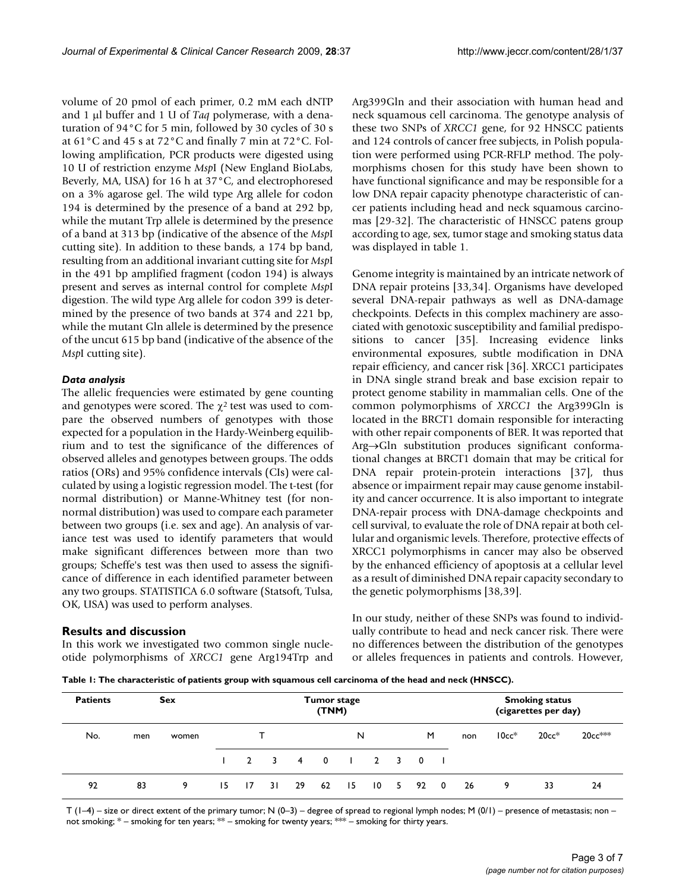volume of 20 pmol of each primer, 0.2 mM each dNTP and 1 μl buffer and 1 U of *Taq* polymerase, with a denaturation of 94°C for 5 min, followed by 30 cycles of 30 s at 61°C and 45 s at 72°C and finally 7 min at 72°C. Following amplification, PCR products were digested using 10 U of restriction enzyme *Msp*I (New England BioLabs, Beverly, MA, USA) for 16 h at 37°C, and electrophoresed on a 3% agarose gel. The wild type Arg allele for codon 194 is determined by the presence of a band at 292 bp, while the mutant Trp allele is determined by the presence of a band at 313 bp (indicative of the absence of the *Msp*I cutting site). In addition to these bands, a 174 bp band, resulting from an additional invariant cutting site for *Msp*I in the 491 bp amplified fragment (codon 194) is always present and serves as internal control for complete *Msp*I digestion. The wild type Arg allele for codon 399 is determined by the presence of two bands at 374 and 221 bp, while the mutant Gln allele is determined by the presence of the uncut 615 bp band (indicative of the absence of the *Msp*I cutting site).

### *Data analysis*

The allelic frequencies were estimated by gene counting and genotypes were scored. The $\chi^2$ test was used to compare the observed numbers of genotypes with those expected for a population in the Hardy-Weinberg equilibrium and to test the significance of the differences of observed alleles and genotypes between groups. The odds ratios (ORs) and 95% confidence intervals (CIs) were calculated by using a logistic regression model. The t-test (for normal distribution) or Manne-Whitney test (for non-normal distribution) was used to compare each parameter between two groups (i.e. sex and age). An analysis of variance test was used to identify parameters that would make significant differences between more than two groups; Scheffe's test was then used to assess the significance of difference in each identified parameter between any two groups. STATISTICA 6.0 software (Statsoft, Tulsa, OK, USA) was used to perform analyses.

## Results and discussion

In this work we investigated two common single nucleotide polymorphisms of *XRCC1* gene Arg194Trp and Arg399Gln and their association with human head and neck squamous cell carcinoma. The genotype analysis of these two SNPs of *XRCC1* gene, for 92 HNSCC patients and 124 controls of cancer free subjects, in Polish population were performed using PCR-RFLP method. The polymorphisms chosen for this study have been shown to have functional significance and may be responsible for a low DNA repair capacity phenotype characteristic of cancer patients including head and neck squamous carcinomas [29-32]. The characteristic of HNSCC patens group according to age, sex, tumor stage and smoking status data was displayed in table 1.

Genome integrity is maintained by an intricate network of DNA repair proteins [33,34]. Organisms have developed several DNA-repair pathways as well as DNA-damage checkpoints. Defects in this complex machinery are associated with genotoxic susceptibility and familial predispositions to cancer [35]. Increasing evidence links environmental exposures, subtle modification in DNA repair efficiency, and cancer risk [36]. XRCC1 participates in DNA single strand break and base excision repair to protect genome stability in mammalian cells. One of the common polymorphisms of *XRCC1* the Arg399Gln is located in the BRCT1 domain responsible for interacting with other repair components of BER. It was reported that Arg→Gln substitution produces significant conformational changes at BRCT1 domain that may be critical for DNA repair protein-protein interactions [37], thus absence or impairment repair may cause genome instability and cancer occurrence. It is also important to integrate DNA-repair process with DNA-damage checkpoints and cell survival, to evaluate the role of DNA repair at both cellular and organismic levels. Therefore, protective effects of XRCC1 polymorphisms in cancer may also be observed by the enhanced efficiency of apoptosis at a cellular level as a result of diminished DNA repair capacity secondary to the genetic polymorphisms [38,39].

In our study, neither of these SNPs was found to individually contribute to head and neck cancer risk. There were no differences between the distribution of the genotypes or alleles frequences in patients and controls. However,

**Table 1: The characteristic of patients group with squamous cell carcinoma of the head and neck (HNSCC).**

| Patients | Sex | | Tumor stage (TNM) | | | | | | | | | | Smoking status (cigarettes per day) | | | |
|---|---|---|---|---|---|---|---|---|---|---|---|---|---|---|---|---|
| No. | men | women | T | | | | N | | | | M | | non | 10cc* | 20cc* | 20cc*** |
| | | | 1 | 2 | 3 | 4 | 0 | 1 | 2 | 3 | 0 | 1 | | | | |
| 92 | 83 | 9 | 15 | 17 | 31 | 29 | 62 | 15 | 10 | 5 | 92 | 0 | 26 | 9 | 33 | 24 |

T (1–4) – size or direct extent of the primary tumor; N (0–3) – degree of spread to regional lymph nodes; M (0/1) – presence of metastasis; non – not smoking; * – smoking for ten years; ** – smoking for twenty years; *** – smoking for thirty years.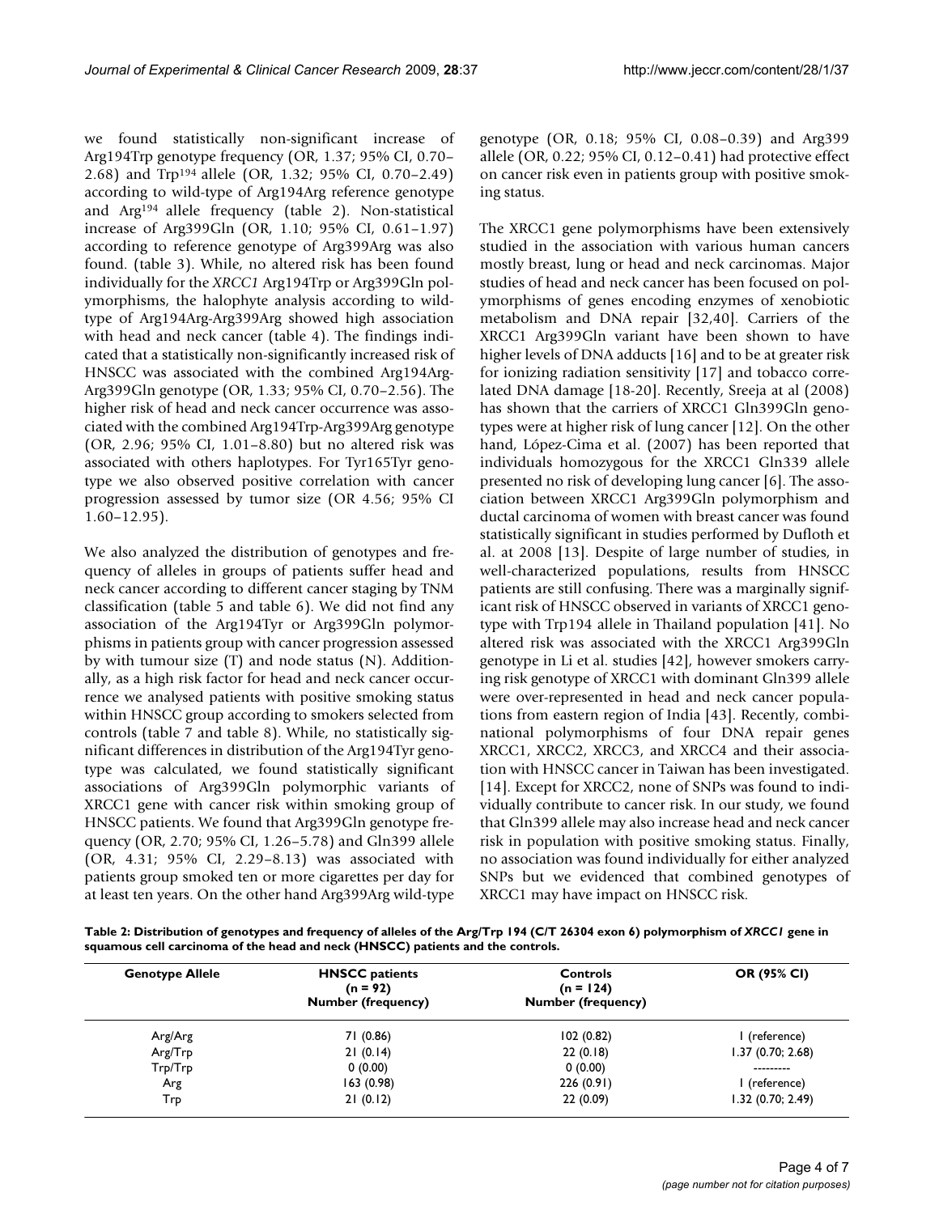we found statistically non-significant increase of Arg194Trp genotype frequency (OR, 1.37; 95% CI, 0.70–2.68) and Trp[194] allele (OR, 1.32; 95% CI, 0.70–2.49) according to wild-type of Arg194Arg reference genotype and Arg[194] allele frequency (table 2). Non-statistical increase of Arg399Gln (OR, 1.10; 95% CI, 0.61–1.97) according to reference genotype of Arg399Arg was also found. (table 3). While, no altered risk has been found individually for the *XRCC1* Arg194Trp or Arg399Gln polymorphisms, the halophyte analysis according to wild-type of Arg194Arg-Arg399Arg showed high association with head and neck cancer (table 4). The findings indicated that a statistically non-significantly increased risk of HNSCC was associated with the combined Arg194Arg-Arg399Gln genotype (OR, 1.33; 95% CI, 0.70–2.56). The higher risk of head and neck cancer occurrence was associated with the combined Arg194Trp-Arg399Arg genotype (OR, 2.96; 95% CI, 1.01–8.80) but no altered risk was associated with others haplotypes. For Tyr165Tyr genotype we also observed positive correlation with cancer progression assessed by tumor size (OR 4.56; 95% CI 1.60–12.95).

We also analyzed the distribution of genotypes and frequency of alleles in groups of patients suffer head and neck cancer according to different cancer staging by TNM classification (table 5 and table 6). We did not find any association of the Arg194Tyr or Arg399Gln polymorphisms in patients group with cancer progression assessed by with tumour size (T) and node status (N). Additionally, as a high risk factor for head and neck cancer occurrence we analysed patients with positive smoking status within HNSCC group according to smokers selected from controls (table 7 and table 8). While, no statistically significant differences in distribution of the Arg194Tyr genotype was calculated, we found statistically significant associations of Arg399Gln polymorphic variants of XRCC1 gene with cancer risk within smoking group of HNSCC patients. We found that Arg399Gln genotype frequency (OR, 2.70; 95% CI, 1.26–5.78) and Gln399 allele (OR, 4.31; 95% CI, 2.29–8.13) was associated with patients group smoked ten or more cigarettes per day for at least ten years. On the other hand Arg399Arg wild-type genotype (OR, 0.18; 95% CI, 0.08–0.39) and Arg399 allele (OR, 0.22; 95% CI, 0.12–0.41) had protective effect on cancer risk even in patients group with positive smoking status.

The XRCC1 gene polymorphisms have been extensively studied in the association with various human cancers mostly breast, lung or head and neck carcinomas. Major studies of head and neck cancer has been focused on polymorphisms of genes encoding enzymes of xenobiotic metabolism and DNA repair [32,40]. Carriers of the XRCC1 Arg399Gln variant have been shown to have higher levels of DNA adducts [16] and to be at greater risk for ionizing radiation sensitivity [17] and tobacco correlated DNA damage [18-20]. Recently, Sreeja at al (2008) has shown that the carriers of XRCC1 Gln399Gln genotypes were at higher risk of lung cancer [12]. On the other hand, López-Cima et al. (2007) has been reported that individuals homozygous for the XRCC1 Gln339 allele presented no risk of developing lung cancer [6]. The association between XRCC1 Arg399Gln polymorphism and ductal carcinoma of women with breast cancer was found statistically significant in studies performed by Dufloth et al. at 2008 [13]. Despite of large number of studies, in well-characterized populations, results from HNSCC patients are still confusing. There was a marginally significant risk of HNSCC observed in variants of XRCC1 genotype with Trp194 allele in Thailand population [41]. No altered risk was associated with the XRCC1 Arg399Gln genotype in Li et al. studies [42], however smokers carrying risk genotype of XRCC1 with dominant Gln399 allele were over-represented in head and neck cancer populations from eastern region of India [43]. Recently, combinational polymorphisms of four DNA repair genes XRCC1, XRCC2, XRCC3, and XRCC4 and their association with HNSCC cancer in Taiwan has been investigated. [14]. Except for XRCC2, none of SNPs was found to individually contribute to cancer risk. In our study, we found that Gln399 allele may also increase head and neck cancer risk in population with positive smoking status. Finally, no association was found individually for either analyzed SNPs but we evidenced that combined genotypes of XRCC1 may have impact on HNSCC risk.

**Table 2: Distribution of genotypes and frequency of alleles of the Arg/Trp 194 (C/T 26304 exon 6) polymorphism of *XRCC1* gene in squamous cell carcinoma of the head and neck (HNSCC) patients and the controls.**

| Genotype Allele | HNSCC patients (n = 92) Number (frequency) | Controls (n = 124) Number (frequency) | OR (95% CI) |
|---|---|---|---|
| Arg/Arg | 71 (0.86) | 102 (0.82) | 1 (reference) |
| Arg/Trp | 21 (0.14) | 22 (0.18) | 1.37 (0.70; 2.68) |
| Trp/Trp | 0 (0.00) | 0 (0.00) | --------- |
| Arg | 163 (0.98) | 226 (0.91) | 1 (reference) |
| Trp | 21 (0.12) | 22 (0.09) | 1.32 (0.70; 2.49) |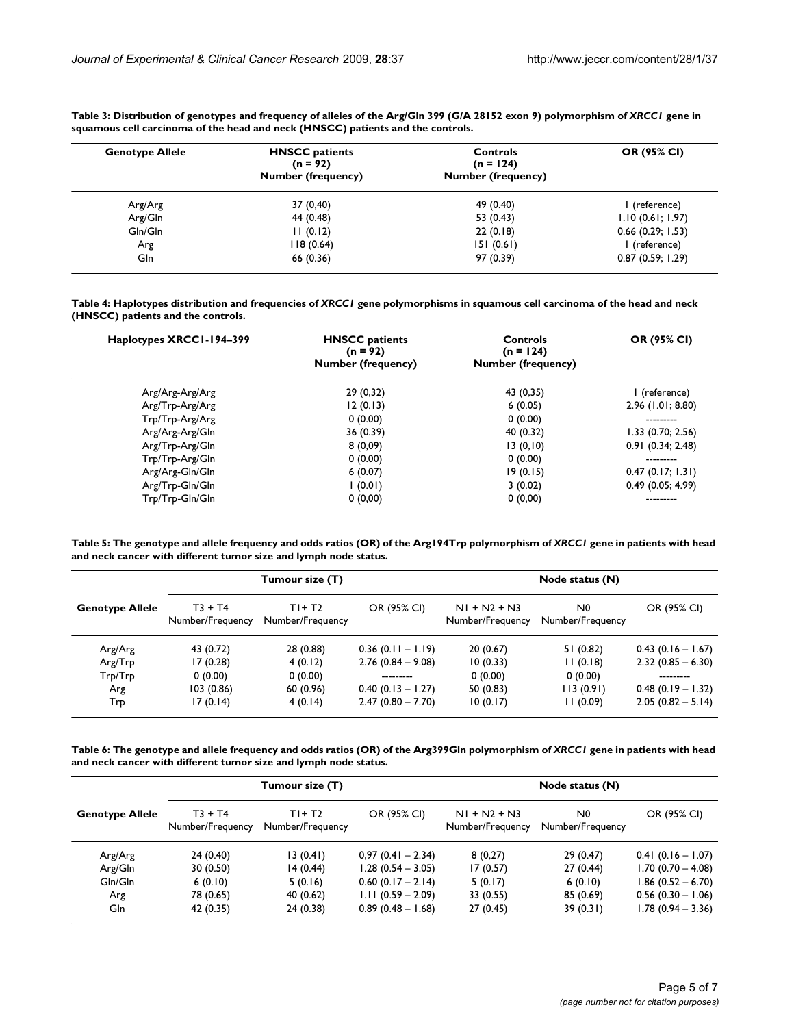**Table 3: Distribution of genotypes and frequency of alleles of the Arg/Gln 399 (G/A 28152 exon 9) polymorphism of *XRCC1* gene in squamous cell carcinoma of the head and neck (HNSCC) patients and the controls.**

| Genotype Allele | HNSCC patients (n = 92) Number (frequency) | Controls (n = 124) Number (frequency) | OR (95% CI) |
|---|---|---|---|
| Arg/Arg | 37 (0,40) | 49 (0.40) | 1 (reference) |
| Arg/Gln | 44 (0.48) | 53 (0.43) | 1.10 (0.61; 1.97) |
| Gln/Gln | 11 (0.12) | 22 (0.18) | 0.66 (0.29; 1.53) |
| Arg | 118 (0.64) | 151 (0.61) | 1 (reference) |
| Gln | 66 (0.36) | 97 (0.39) | 0.87 (0.59; 1.29) |

**Table 4: Haplotypes distribution and frequencies of *XRCC1* gene polymorphisms in squamous cell carcinoma of the head and neck (HNSCC) patients and the controls.**

| Haplotypes XRCC1-194–399 | HNSCC patients (n = 92) Number (frequency) | Controls (n = 124) Number (frequency) | OR (95% CI) |
|---|---|---|---|
| Arg/Arg-Arg/Arg | 29 (0,32) | 43 (0,35) | 1 (reference) |
| Arg/Trp-Arg/Arg | 12 (0.13) | 6 (0.05) | 2.96 (1.01; 8.80) |
| Trp/Trp-Arg/Arg | 0 (0.00) | 0 (0.00) | --------- |
| Arg/Arg-Arg/Gln | 36 (0.39) | 40 (0.32) | 1.33 (0.70; 2.56) |
| Arg/Trp-Arg/Gln | 8 (0,09) | 13 (0,10) | 0.91 (0.34; 2.48) |
| Trp/Trp-Arg/Gln | 0 (0.00) | 0 (0.00) | --------- |
| Arg/Arg-Gln/Gln | 6 (0.07) | 19 (0.15) | 0.47 (0.17; 1.31) |
| Arg/Trp-Gln/Gln | 1 (0.01) | 3 (0.02) | 0.49 (0.05; 4.99) |
| Trp/Trp-Gln/Gln | 0 (0,00) | 0 (0,00) | --------- |

**Table 5: The genotype and allele frequency and odds ratios (OR) of the Arg194Trp polymorphism of *XRCC1* gene in patients with head and neck cancer with different tumor size and lymph node status.**

| | Tumour size (T) | | | Node status (N) | | |
|---|---|---|---|---|---|---|
| Genotype Allele | T3 + T4 Number/Frequency | T1+ T2 Number/Frequency | OR (95% CI) | N1 + N2 + N3 Number/Frequency | N0 Number/Frequency | OR (95% CI) |
| Arg/Arg | 43 (0.72) | 28 (0.88) | 0.36 (0.11 – 1.19) | 20 (0.67) | 51 (0.82) | 0.43 (0.16 – 1.67) |
| Arg/Trp | 17 (0.28) | 4 (0.12) | 2.76 (0.84 – 9.08) | 10 (0.33) | 11 (0.18) | 2.32 (0.85 – 6.30) |
| Trp/Trp | 0 (0.00) | 0 (0.00) | --------- | 0 (0.00) | 0 (0.00) | --------- |
| Arg | 103 (0.86) | 60 (0.96) | 0.40 (0.13 – 1.27) | 50 (0.83) | 113 (0.91) | 0.48 (0.19 – 1.32) |
| Trp | 17 (0.14) | 4 (0.14) | 2.47 (0.80 – 7.70) | 10 (0.17) | 11 (0.09) | 2.05 (0.82 – 5.14) |

**Table 6: The genotype and allele frequency and odds ratios (OR) of the Arg399Gln polymorphism of *XRCC1* gene in patients with head and neck cancer with different tumor size and lymph node status.**

| | Tumour size (T) | | | Node status (N) | | |
|---|---|---|---|---|---|---|
| Genotype Allele | T3 + T4 Number/Frequency | T1+ T2 Number/Frequency | OR (95% CI) | N1 + N2 + N3 Number/Frequency | N0 Number/Frequency | OR (95% CI) |
| Arg/Arg | 24 (0.40) | 13 (0.41) | 0,97 (0.41 – 2.34) | 8 (0,27) | 29 (0.47) | 0.41 (0.16 – 1.07) |
| Arg/Gln | 30 (0.50) | 14 (0.44) | 1.28 (0.54 – 3.05) | 17 (0.57) | 27 (0.44) | 1.70 (0.70 – 4.08) |
| Gln/Gln | 6 (0.10) | 5 (0.16) | 0.60 (0.17 – 2.14) | 5 (0.17) | 6 (0.10) | 1.86 (0.52 – 6.70) |
| Arg | 78 (0.65) | 40 (0.62) | 1.11 (0.59 – 2.09) | 33 (0.55) | 85 (0.69) | 0.56 (0.30 – 1.06) |
| Gln | 42 (0.35) | 24 (0.38) | 0.89 (0.48 – 1.68) | 27 (0.45) | 39 (0.31) | 1.78 (0.94 – 3.36) |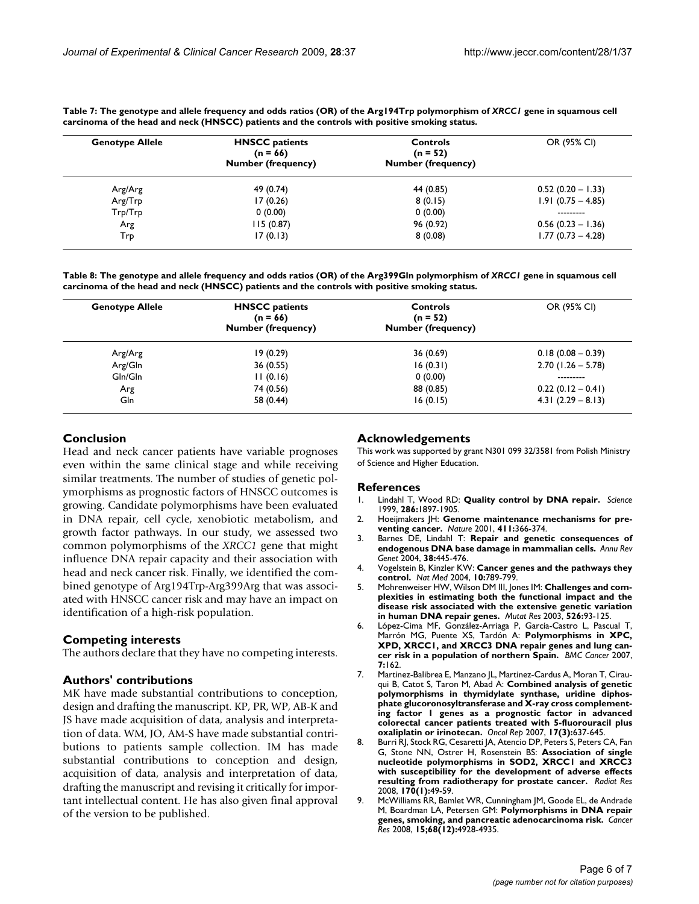**Table 7: The genotype and allele frequency and odds ratios (OR) of the Arg194Trp polymorphism of *XRCC1* gene in squamous cell carcinoma of the head and neck (HNSCC) patients and the controls with positive smoking status.**

| Genotype Allele | HNSCC patients (n = 66) Number (frequency) | Controls (n = 52) Number (frequency) | OR (95% CI) |
|---|---|---|---|
| Arg/Arg | 49 (0.74) | 44 (0.85) | 0.52 (0.20 – 1.33) |
| Arg/Trp | 17 (0.26) | 8 (0.15) | 1.91 (0.75 – 4.85) |
| Trp/Trp | 0 (0.00) | 0 (0.00) | --------- |
| Arg | 115 (0.87) | 96 (0.92) | 0.56 (0.23 – 1.36) |
| Trp | 17 (0.13) | 8 (0.08) | 1.77 (0.73 – 4.28) |

**Table 8: The genotype and allele frequency and odds ratios (OR) of the Arg399Gln polymorphism of *XRCC1* gene in squamous cell carcinoma of the head and neck (HNSCC) patients and the controls with positive smoking status.**

| Genotype Allele | HNSCC patients (n = 66) Number (frequency) | Controls (n = 52) Number (frequency) | OR (95% CI) |
|---|---|---|---|
| Arg/Arg | 19 (0.29) | 36 (0.69) | 0.18 (0.08 – 0.39) |
| Arg/Gln | 36 (0.55) | 16 (0.31) | 2.70 (1.26 – 5.78) |
| Gln/Gln | 11 (0.16) | 0 (0.00) | --------- |
| Arg | 74 (0.56) | 88 (0.85) | 0.22 (0.12 – 0.41) |
| Gln | 58 (0.44) | 16 (0.15) | 4.31 (2.29 – 8.13) |

## Conclusion

Head and neck cancer patients have variable prognoses even within the same clinical stage and while receiving similar treatments. The number of studies of genetic polymorphisms as prognostic factors of HNSCC outcomes is growing. Candidate polymorphisms have been evaluated in DNA repair, cell cycle, xenobiotic metabolism, and growth factor pathways. In our study, we assessed two common polymorphisms of the *XRCC1* gene that might influence DNA repair capacity and their association with head and neck cancer risk. Finally, we identified the combined genotype of Arg194Trp-Arg399Arg that was associated with HNSCC cancer risk and may have an impact on identification of a high-risk population.

## Competing interests

The authors declare that they have no competing interests.

## Authors' contributions

MK have made substantial contributions to conception, design and drafting the manuscript. KP, PR, WP, AB-K and JS have made acquisition of data, analysis and interpretation of data. WM, JO, AM-S have made substantial contributions to patients sample collection. IM has made substantial contributions to conception and design, acquisition of data, analysis and interpretation of data, drafting the manuscript and revising it critically for important intellectual content. He has also given final approval of the version to be published.

## Acknowledgements

This work was supported by grant N301 099 32/3581 from Polish Ministry of Science and Higher Education.

## References

1. Lindahl T, Wood RD: **Quality control by DNA repair.** *Science* 1999, **286:**1897-1905.
2. Hoeijmakers JH: **Genome maintenance mechanisms for preventing cancer.** *Nature* 2001, **411:**366-374.
3. Barnes DE, Lindahl T: **Repair and genetic consequences of endogenous DNA base damage in mammalian cells.** *Annu Rev Genet* 2004, **38:**445-476.
4. Vogelstein B, Kinzler KW: **Cancer genes and the pathways they control.** *Nat Med* 2004, **10:**789-799.
5. Mohrenweiser HW, Wilson DM III, Jones IM: **Challenges and complexities in estimating both the functional impact and the disease risk associated with the extensive genetic variation in human DNA repair genes.** *Mutat Res* 2003, **526:**93-125.
6. López-Cima MF, González-Arriaga P, García-Castro L, Pascual T, Marrón MG, Puente XS, Tardón A: **Polymorphisms in XPC, XPD, XRCC1, and XRCC3 DNA repair genes and lung cancer risk in a population of northern Spain.** *BMC Cancer* 2007, **7:**162.
7. Martinez-Balibrea E, Manzano JL, Martinez-Cardus A, Moran T, Cirauqui B, Catot S, Taron M, Abad A: **Combined analysis of genetic polymorphisms in thymidylate synthase, uridine diphosphate glucoronosyltransferase and X-ray cross complementing factor 1 genes as a prognostic factor in advanced colorectal cancer patients treated with 5-fluorouracil plus oxaliplatin or irinotecan.** *Oncol Rep* 2007, **17(3):**637-645.
8. Burri RJ, Stock RG, Cesaretti JA, Atencio DP, Peters S, Peters CA, Fan G, Stone NN, Ostrer H, Rosenstein BS: **Association of single nucleotide polymorphisms in SOD2, XRCC1 and XRCC3 with susceptibility for the development of adverse effects resulting from radiotherapy for prostate cancer.** *Radiat Res* 2008, **170(1):**49-59.
9. McWilliams RR, Bamlet WR, Cunningham JM, Goode EL, de Andrade M, Boardman LA, Petersen GM: **Polymorphisms in DNA repair genes, smoking, and pancreatic adenocarcinoma risk.** *Cancer Res* 2008, **15;68(12):**4928-4935.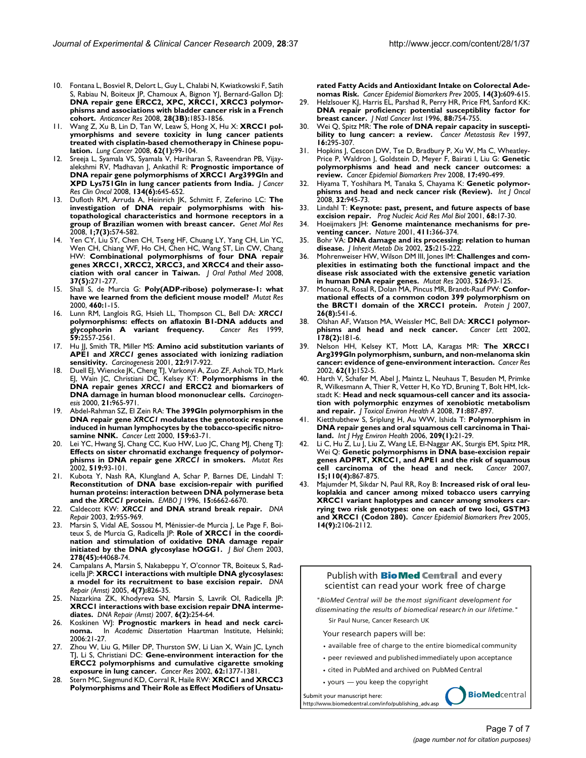10. Fontana L, Bosviel R, Delort L, Guy L, Chalabi N, Kwiatkowski F, Satih S, Rabiau N, Boiteux JP, Chamoux A, Bignon YJ, Bernard-Gallon DJ: **DNA repair gene ERCC2, XPC, XRCC1, XRCC3 polymorphisms and associations with bladder cancer risk in a French cohort.** *Anticancer Res* 2008, **28(3B):**1853-1856.
11. Wang Z, Xu B, Lin D, Tan W, Leaw S, Hong X, Hu X: **XRCC1 polymorphisms and severe toxicity in lung cancer patients treated with cisplatin-based chemotherapy in Chinese population.** *Lung Cancer* 2008, **62(1):**99-104.
12. Sreeja L, Syamala VS, Syamala V, Hariharan S, Raveendran PB, Vijayalekshmi RV, Madhavan J, Ankathil R: **Prognostic importance of DNA repair gene polymorphisms of XRCC1 Arg399Gln and XPD Lys751Gln in lung cancer patients from India.** *J Cancer Res Clin Oncol* 2008, **134(6):**645-652.
13. Dufloth RM, Arruda A, Heinrich JK, Schmitt F, Zeferino LC: **The investigation of DNA repair polymorphisms with histopathological characteristics and hormone receptors in a group of Brazilian women with breast cancer.** *Genet Mol Res* 2008, **1;7(3):**574-582.
14. Yen CY, Liu SY, Chen CH, Tseng HF, Chuang LY, Yang CH, Lin YC, Wen CH, Chiang WF, Ho CH, Chen HC, Wang ST, Lin CW, Chang HW: **Combinational polymorphisms of four DNA repair genes XRCC1, XRCC2, XRCC3, and XRCC4 and their association with oral cancer in Taiwan.** *J Oral Pathol Med* 2008, **37(5):**271-277.
15. Shall S, de Murcia G: **Poly(ADP-ribose) polymerase-1: what have we learned from the deficient mouse model?** *Mutat Res* 2000, **460:**1-15.
16. Lunn RM, Langlois RG, Hsieh LL, Thompson CL, Bell DA: ***XRCC1* polymorphisms: effects on aflatoxin B1-DNA adducts and glycophorin A variant frequency.** *Cancer Res* 1999, **59:**2557-2561.
17. Hu JJ, Smith TR, Miller MS: **Amino acid substitution variants of APE1 and *XRCC1* genes associated with ionizing radiation sensitivity.** *Carcinogenesis* 2001, **22:**917-922.
18. Duell EJ, Wiencke JK, Cheng TJ, Varkonyi A, Zuo ZF, Ashok TD, Mark EJ, Wain JC, Christiani DC, Kelsey KT: **Polymorphisms in the DNA repair genes *XRCC1* and ERCC2 and biomarkers of DNA damage in human blood mononuclear cells.** *Carcinogenesis* 2000, **21:**965-971.
19. Abdel-Rahman SZ, El Zein RA: **The 399Gln polymorphism in the DNA repair gene *XRCC1* modulates the genotoxic response induced in human lymphocytes by the tobacco-specific nitrosamine NNK.** *Cancer Lett* 2000, **159:**63-71.
20. Lei YC, Hwang SJ, Chang CC, Kuo HW, Luo JC, Chang MJ, Cheng TJ: **Effects on sister chromatid exchange frequency of polymorphisms in DNA repair gene *XRCC1* in smokers.** *Mutat Res* 2002, **519:**93-101.
21. Kubota Y, Nash RA, Klungland A, Schar P, Barnes DE, Lindahl T: **Reconstitution of DNA base excision-repair with purified human proteins: interaction between DNA polymerase beta and the *XRCC1* protein.** *EMBO J* 1996, **15:**6662-6670.
22. Caldecott KW: ***XRCC1* and DNA strand break repair.** *DNA Repair* 2003, **2:**955-969.
23. Marsin S, Vidal AE, Sossou M, Ménissier-de Murcia J, Le Page F, Boiteux S, de Murcia G, Radicella JP: **Role of XRCC1 in the coordination and stimulation of oxidative DNA damage repair initiated by the DNA glycosylase hOGG1.** *J Biol Chem* 2003, **278(45):**44068-74.
24. Campalans A, Marsin S, Nakabeppu Y, O'connor TR, Boiteux S, Radicella JP: **XRCC1 interactions with multiple DNA glycosylases: a model for its recruitment to base excision repair.** *DNA Repair (Amst)* 2005, **4(7):**826-35.
25. Nazarkina ZK, Khodyreva SN, Marsin S, Lavrik OI, Radicella JP: **XRCC1 interactions with base excision repair DNA intermediates.** *DNA Repair (Amst)* 2007, **6(2):**254-64.
26. Koskinen WJ: **Prognostic markers in head and neck carcinoma.** In *Academic Dissertation* Haartman Institute, Helsinki; 2006:21-27.
27. Zhou W, Liu G, Miller DP, Thurston SW, Li Lian X, Wain JC, Lynch TJ, Li S, Christiani DC: **Gene-environment interaction for the ERCC2 polymorphisms and cumulative cigarette smoking exposure in lung cancer.** *Cancer Res* 2002, **62:**1377-1381.
28. Stern MC, Siegmund KD, Corral R, Haile RW: **XRCC1 and XRCC3 Polymorphisms and Their Role as Effect Modifiers of Unsaturated Fatty Acids and Antioxidant Intake on Colorectal Adenomas Risk.** *Cancer Epidemiol Biomarkers Prev* 2005, **14(3):**609-615.
29. Helzlsouer KJ, Harris EL, Parshad R, Perry HR, Price FM, Sanford KK: **DNA repair proficiency: potential susceptiblity factor for breast cancer.** *J Natl Cancer Inst* 1996, **88:**754-755.
30. Wei Q, Spitz MR: **The role of DNA repair capacity in susceptibility to lung cancer: a review.** *Cancer Metastasis Rev* 1997, **16:**295-307.
31. Hopkins J, Cescon DW, Tse D, Bradbury P, Xu W, Ma C, Wheatley-Price P, Waldron J, Goldstein D, Meyer F, Bairati I, Liu G: **Genetic polymorphisms and head and neck cancer outcomes: a review.** *Cancer Epidemiol Biomarkers Prev* 2008, **17:**490-499.
32. Hiyama T, Yoshihara M, Tanaka S, Chayama K: **Genetic polymorphisms and head and neck cancer risk (Review).** *Int J Oncol* 2008, **32:**945-73.
33. Lindahl T: **Keynote: past, present, and future aspects of base excision repair.** *Prog Nucleic Acid Res Mol Biol* 2001, **68:**17-30.
34. Hoeijmakers JH: **Genome maintenance mechanisms for preventing cancer.** *Nature* 2001, **411:**366-374.
35. Bohr VA: **DNA damage and its processing: relation to human disease.** *J Inherit Metab Dis* 2002, **25:**215-222.
36. Mohrenweiser HW, Wilson DM III, Jones IM: **Challenges and complexities in estimating both the functional impact and the disease risk associated with the extensive genetic variation in human DNA repair genes.** *Mutat Res* 2003, **526:**93-125.
37. Monaco R, Rosal R, Dolan MA, Pincus MR, Brandt-Rauf PW: **Conformational effects of a common codon 399 polymorphism on the BRCT1 domain of the XRCC1 protein.** *Protein J* 2007, **26(8):**541-6.
38. Olshan AF, Watson MA, Weissler MC, Bell DA: **XRCC1 polymorphisms and head and neck cancer.** *Cancer Lett* 2002, **178(2):**181-6.
39. Nelson HH, Kelsey KT, Mott LA, Karagas MR: **The XRCC1 Arg399Gln polymorphism, sunburn, and non-melanoma skin cancer: evidence of gene-environment interaction.** *Cancer Res* 2002, **62(1):**152-5.
40. Harth V, Schafer M, Abel J, Maintz L, Neuhaus T, Besuden M, Primke R, Wilkesmann A, Thier R, Vetter H, Ko YD, Bruning T, Bolt HM, Ickstadt K: **Head and neck squamous-cell cancer and its association with polymorphic enzymes of xenobiotic metabolism and repair.** *J Toxicol Environ Health A* 2008, **71:**887-897.
41. Kietthubthew S, Sriplung H, Au WW, Ishida T: **Polymorphism in DNA repair genes and oral squamous cell carcinoma in Thailand.** *Int J Hyg Environ Health* 2006, **209(1):**21-29.
42. Li C, Hu Z, Lu J, Liu Z, Wang LE, El-Naggar AK, Sturgis EM, Spitz MR, Wei Q: **Genetic polymorphisms in DNA base-excision repair genes ADPRT, XRCC1, and APE1 and the risk of squamous cell carcinoma of the head and neck.** *Cancer* 2007, **15;110(4):**867-875.
43. Majumder M, Sikdar N, Paul RR, Roy B: **Increased risk of oral leukoplakia and cancer among mixed tobacco users carrying XRCC1 variant haplotypes and cancer among smokers carrying two risk genotypes: one on each of two loci, GSTM3 and XRCC1 (Codon 280).** *Cancer Epidemiol Biomarkers Prev* 2005, **14(9):**2106-2112.

Publish with **BioMed Central** and every scientist can read your work free of charge

*"BioMed Central will be the most significant development for disseminating the results of biomedical research in our lifetime."*

Sir Paul Nurse, Cancer Research UK

Your research papers will be:

- available free of charge to the entire biomedical community
- peer reviewed and published immediately upon acceptance
- cited in PubMed and archived on PubMed Central
- yours — you keep the copyright

Submit your manuscript here:
http://www.biomedcentral.com/info/publishing_adv.asp

BioMedcentral